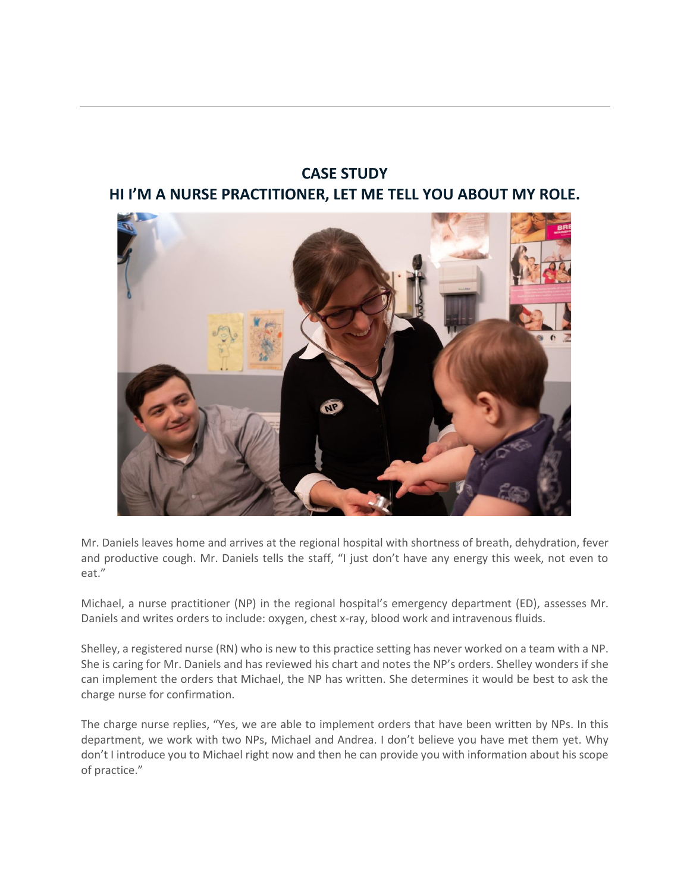# CASE STUDY

## HI I'M A NURSE PRACTITIONER, LET ME TELL YOU ABOUT MY ROLE.

Mr. Daniels leaves home and arrives at the regional hospital with shortness of breath, dehydration, fever and productive cough. Mr. Daniels tells the staff, "I just don't have any energy this week, not even to eat."

Michael, a nurse practitioner (NP) in the regional hospital's emergency department (ED), assesses Mr. Daniels and writes orders to include: oxygen, chest x-ray, blood work and intravenous fluids.

Shelley, a registered nurse (RN) who is new to this practice setting has never worked on a team with a NP. She is caring for Mr. Daniels and has reviewed his chart and notes the NP's orders. Shelley wonders if she can implement the orders that Michael, the NP has written. She determines it would be best to ask the charge nurse for confirmation.

The charge nurse replies, "Yes, we are able to implement orders that have been written by NPs. In this department, we work with two NPs, Michael and Andrea. I don't believe you have met them yet. Why don't I introduce you to Michael right now and then he can provide you with information about his scope of practice."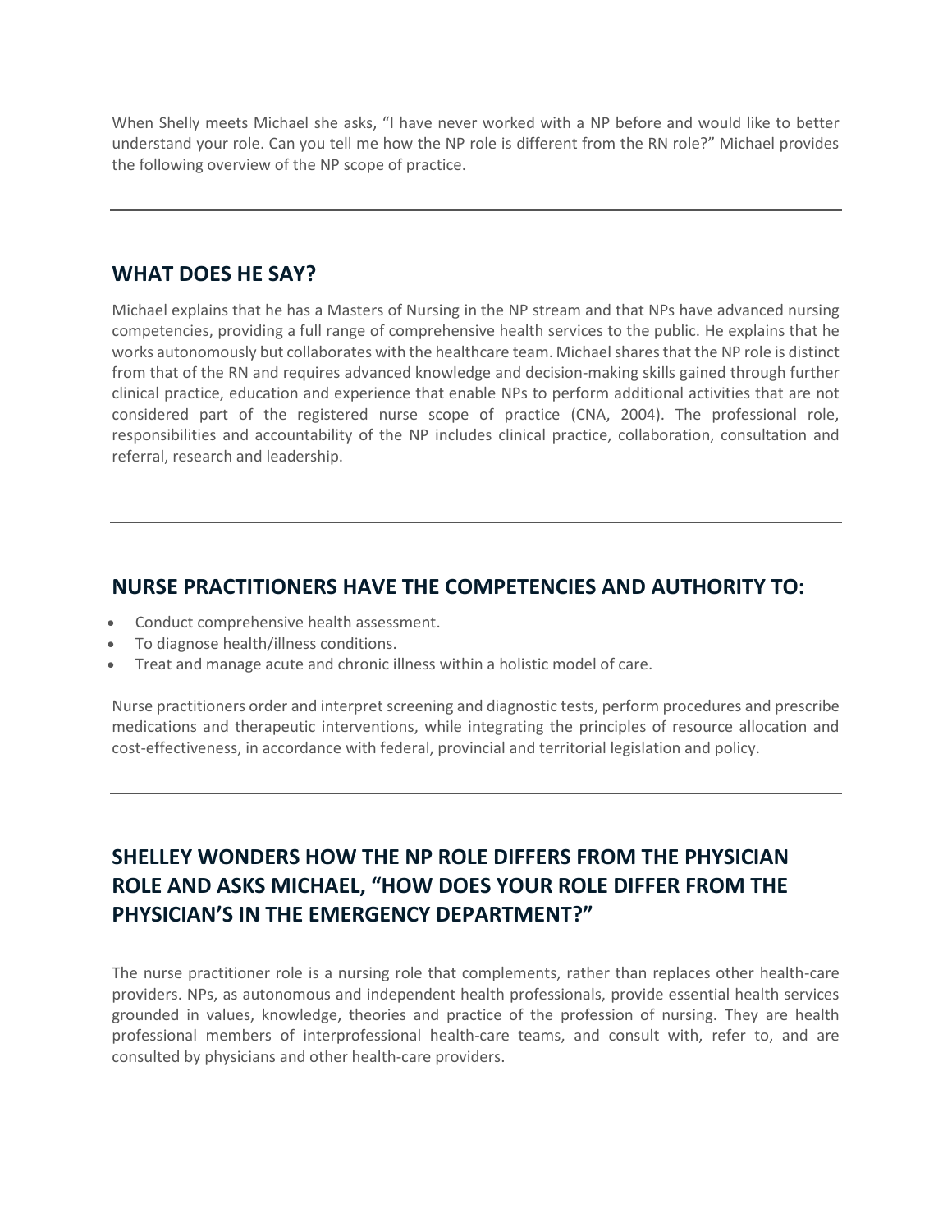When Shelly meets Michael she asks, "I have never worked with a NP before and would like to better understand your role. Can you tell me how the NP role is different from the RN role?" Michael provides the following overview of the NP scope of practice.

---

## WHAT DOES HE SAY?

Michael explains that he has a Masters of Nursing in the NP stream and that NPs have advanced nursing competencies, providing a full range of comprehensive health services to the public. He explains that he works autonomously but collaborates with the healthcare team. Michael shares that the NP role is distinct from that of the RN and requires advanced knowledge and decision-making skills gained through further clinical practice, education and experience that enable NPs to perform additional activities that are not considered part of the registered nurse scope of practice (CNA, 2004). The professional role, responsibilities and accountability of the NP includes clinical practice, collaboration, consultation and referral, research and leadership.

---

## NURSE PRACTITIONERS HAVE THE COMPETENCIES AND AUTHORITY TO:

- Conduct comprehensive health assessment.
- To diagnose health/illness conditions.
- Treat and manage acute and chronic illness within a holistic model of care.

Nurse practitioners order and interpret screening and diagnostic tests, perform procedures and prescribe medications and therapeutic interventions, while integrating the principles of resource allocation and cost-effectiveness, in accordance with federal, provincial and territorial legislation and policy.

---

## SHELLEY WONDERS HOW THE NP ROLE DIFFERS FROM THE PHYSICIAN ROLE AND ASKS MICHAEL, "HOW DOES YOUR ROLE DIFFER FROM THE PHYSICIAN'S IN THE EMERGENCY DEPARTMENT?"

The nurse practitioner role is a nursing role that complements, rather than replaces other health-care providers. NPs, as autonomous and independent health professionals, provide essential health services grounded in values, knowledge, theories and practice of the profession of nursing. They are health professional members of interprofessional health-care teams, and consult with, refer to, and are consulted by physicians and other health-care providers.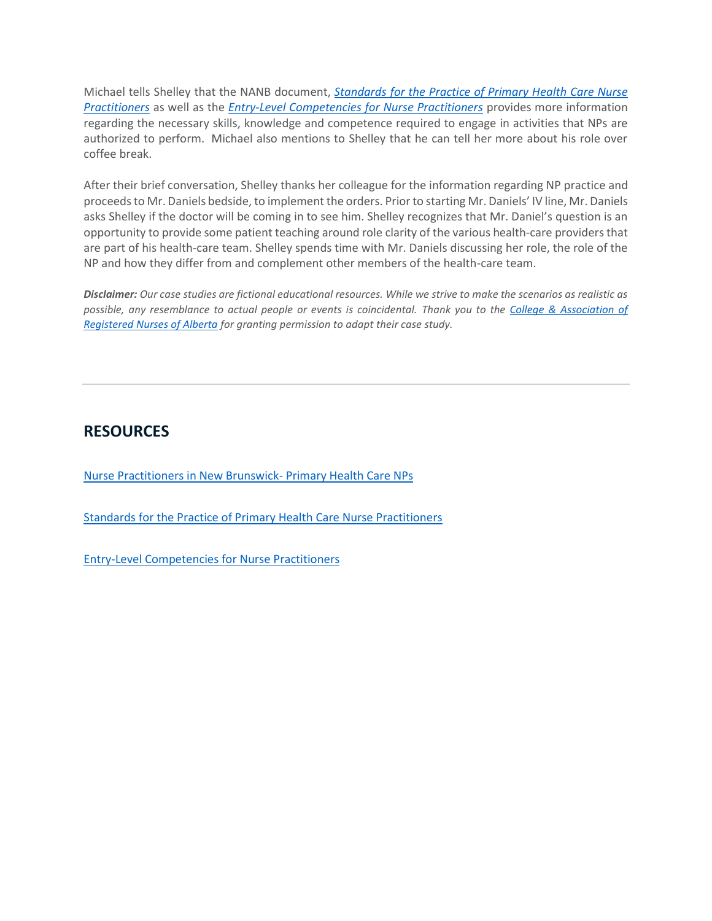Michael tells Shelley that the NANB document, ***Standards for the Practice of Primary Health Care Nurse Practitioners*** as well as the ***Entry-Level Competencies for Nurse Practitioners*** provides more information regarding the necessary skills, knowledge and competence required to engage in activities that NPs are authorized to perform. Michael also mentions to Shelley that he can tell her more about his role over coffee break.

After their brief conversation, Shelley thanks her colleague for the information regarding NP practice and proceeds to Mr. Daniels bedside, to implement the orders. Prior to starting Mr. Daniels' IV line, Mr. Daniels asks Shelley if the doctor will be coming in to see him. Shelley recognizes that Mr. Daniel's question is an opportunity to provide some patient teaching around role clarity of the various health-care providers that are part of his health-care team. Shelley spends time with Mr. Daniels discussing her role, the role of the NP and how they differ from and complement other members of the health-care team.

***Disclaimer:*** *Our case studies are fictional educational resources. While we strive to make the scenarios as realistic as possible, any resemblance to actual people or events is coincidental. Thank you to the College & Association of Registered Nurses of Alberta for granting permission to adapt their case study.*

---

## RESOURCES

Nurse Practitioners in New Brunswick- Primary Health Care NPs

Standards for the Practice of Primary Health Care Nurse Practitioners

Entry-Level Competencies for Nurse Practitioners